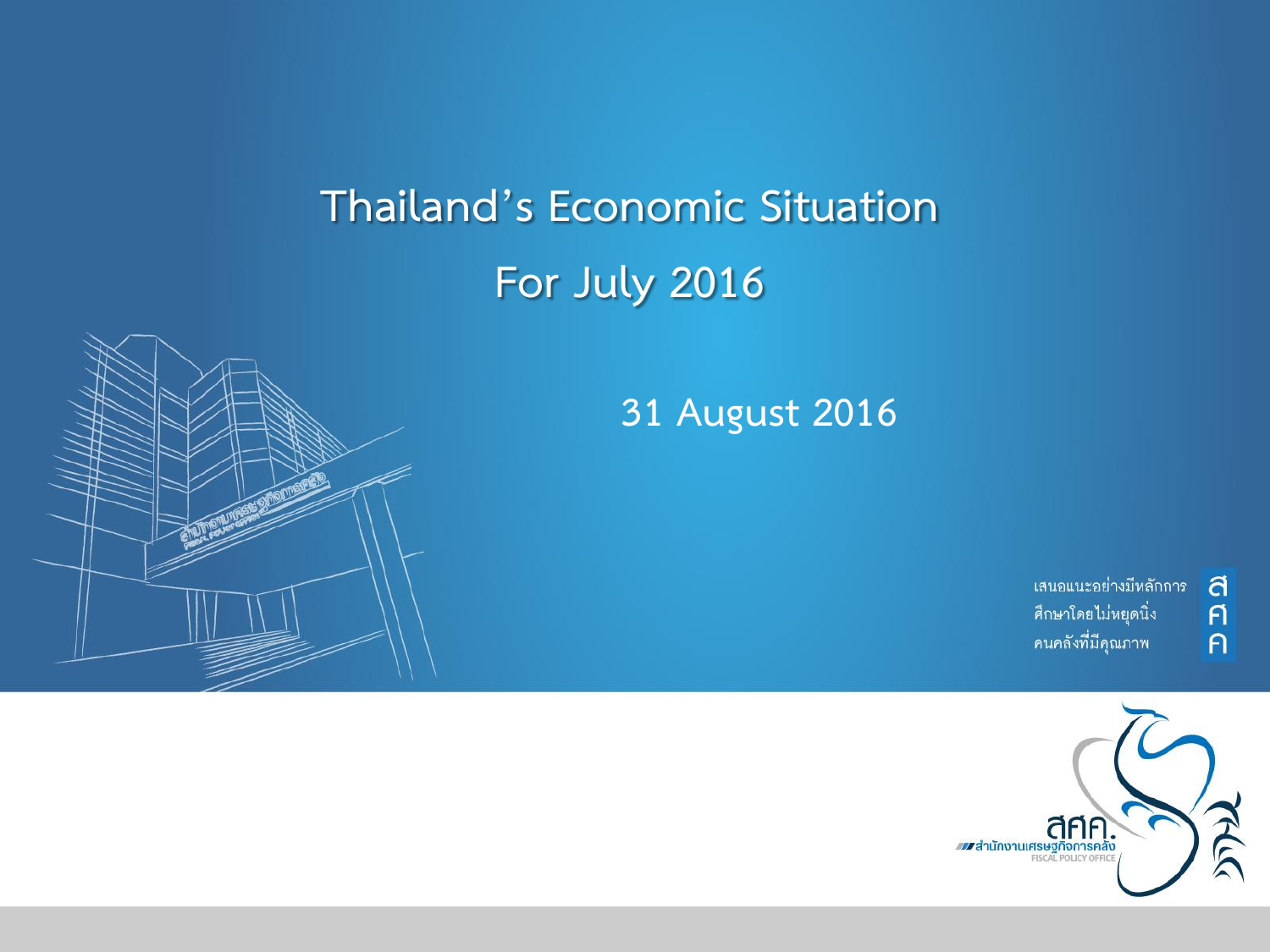# Thailand's Economic Situation

# For July 2016

31 August 2016

เสนอแนะอย่างมีหลักการ
ศึกษาโดยไม่หยุดนิ่ง
คนคลังที่มีคุณภาพ

ส
ศ
ค

สศค.
สำนักงานเศรษฐกิจการคลัง
FISCAL POLICY OFFICE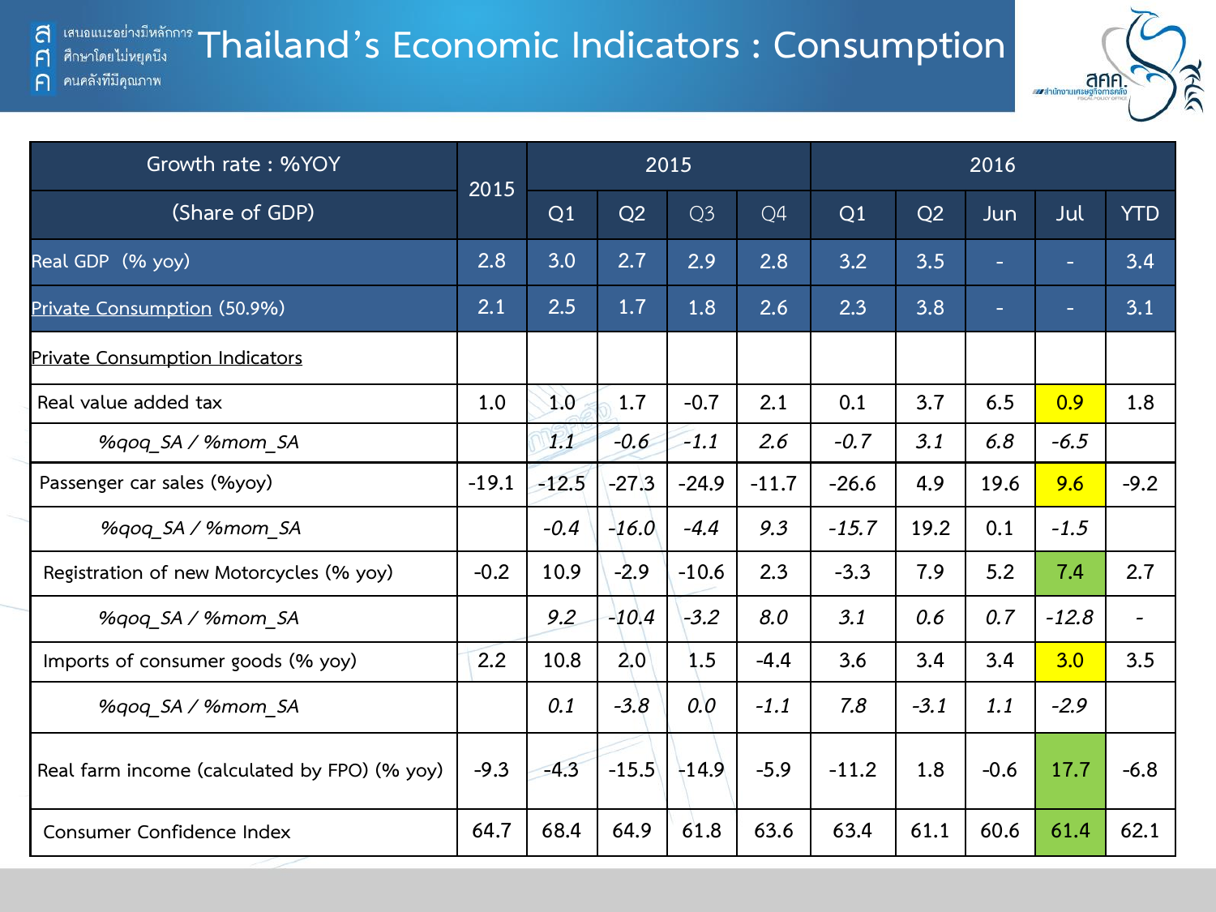# Thailand's Economic Indicators : Consumption

| Growth rate : %YOY (Share of GDP) | 2015 | 2015 | | | | 2016 | | | | |
|---|---|---|---|---|---|---|---|---|---|---|
| | | Q1 | Q2 | Q3 | Q4 | Q1 | Q2 | Jun | Jul | YTD |
| Real GDP (% yoy) | 2.8 | 3.0 | 2.7 | 2.9 | 2.8 | 3.2 | 3.5 | - | - | 3.4 |
| Private Consumption (50.9%) | 2.1 | 2.5 | 1.7 | 1.8 | 2.6 | 2.3 | 3.8 | - | - | 3.1 |
| Private Consumption Indicators | | | | | | | | | | |
| Real value added tax | 1.0 | 1.0 | 1.7 | -0.7 | 2.1 | 0.1 | 3.7 | 6.5 | 0.9 | 1.8 |
| *%qoq_SA / %mom_SA* | | *1.1* | *-0.6* | *-1.1* | *2.6* | *-0.7* | *3.1* | *6.8* | *-6.5* | |
| Passenger car sales (%yoy) | -19.1 | -12.5 | -27.3 | -24.9 | -11.7 | -26.6 | 4.9 | 19.6 | 9.6 | -9.2 |
| *%qoq_SA / %mom_SA* | | *-0.4* | *-16.0* | *-4.4* | *9.3* | *-15.7* | 19.2 | 0.1 | *-1.5* | |
| Registration of new Motorcycles (% yoy) | -0.2 | 10.9 | -2.9 | -10.6 | 2.3 | -3.3 | 7.9 | 5.2 | 7.4 | 2.7 |
| *%qoq_SA / %mom_SA* | | *9.2* | *-10.4* | *-3.2* | *8.0* | *3.1* | *0.6* | *0.7* | *-12.8* | - |
| Imports of consumer goods (% yoy) | 2.2 | 10.8 | 2.0 | 1.5 | -4.4 | 3.6 | 3.4 | 3.4 | 3.0 | 3.5 |
| *%qoq_SA / %mom_SA* | | *0.1* | *-3.8* | *0.0* | *-1.1* | *7.8* | *-3.1* | *1.1* | *-2.9* | |
| Real farm income (calculated by FPO) (% yoy) | -9.3 | -4.3 | -15.5 | -14.9 | -5.9 | -11.2 | 1.8 | -0.6 | 17.7 | -6.8 |
| Consumer Confidence Index | 64.7 | 68.4 | 64.9 | 61.8 | 63.6 | 63.4 | 61.1 | 60.6 | 61.4 | 62.1 |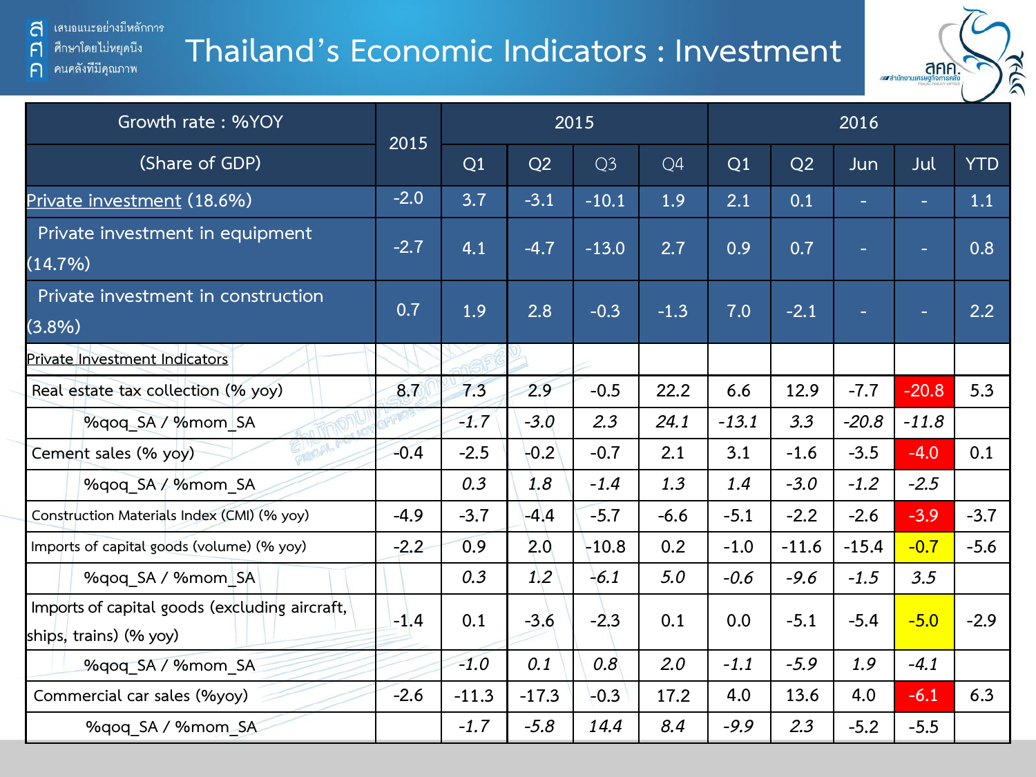# Thailand's Economic Indicators : Investment

| Growth rate : %YOY | 2015 | 2015 | | | | 2016 | | | | |
|---|---|---|---|---|---|---|---|---|---|---|
| (Share of GDP) | | Q1 | Q2 | Q3 | Q4 | Q1 | Q2 | Jun | Jul | YTD |
| Private investment (18.6%) | -2.0 | 3.7 | -3.1 | -10.1 | 1.9 | 2.1 | 0.1 | - | - | 1.1 |
| Private investment in equipment (14.7%) | -2.7 | 4.1 | -4.7 | -13.0 | 2.7 | 0.9 | 0.7 | - | - | 0.8 |
| Private investment in construction (3.8%) | 0.7 | 1.9 | 2.8 | -0.3 | -1.3 | 7.0 | -2.1 | - | - | 2.2 |
| Private Investment Indicators | | | | | | | | | | |
| Real estate tax collection (% yoy) | 8.7 | 7.3 | 2.9 | -0.5 | 22.2 | 6.6 | 12.9 | -7.7 | -20.8 | 5.3 |
| %qoq_SA / %mom_SA | | *-1.7* | *-3.0* | *2.3* | *24.1* | *-13.1* | *3.3* | *-20.8* | *-11.8* | |
| Cement sales (% yoy) | -0.4 | -2.5 | -0.2 | -0.7 | 2.1 | 3.1 | -1.6 | -3.5 | -4.0 | 0.1 |
| %qoq_SA / %mom_SA | | *0.3* | *1.8* | *-1.4* | *1.3* | *1.4* | *-3.0* | *-1.2* | *-2.5* | |
| Construction Materials Index (CMI) (% yoy) | -4.9 | -3.7 | -4.4 | -5.7 | -6.6 | -5.1 | -2.2 | -2.6 | -3.9 | -3.7 |
| Imports of capital goods (volume) (% yoy) | -2.2 | 0.9 | 2.0 | -10.8 | 0.2 | -1.0 | -11.6 | -15.4 | -0.7 | -5.6 |
| %qoq_SA / %mom_SA | | *0.3* | *1.2* | *-6.1* | *5.0* | *-0.6* | *-9.6* | *-1.5* | *3.5* | |
| Imports of capital goods (excluding aircraft, ships, trains) (% yoy) | -1.4 | 0.1 | -3.6 | -2.3 | 0.1 | 0.0 | -5.1 | -5.4 | -5.0 | -2.9 |
| %qoq_SA / %mom_SA | | *-1.0* | *0.1* | *0.8* | *2.0* | *-1.1* | *-5.9* | *1.9* | *-4.1* | |
| Commercial car sales (%yoy) | -2.6 | -11.3 | -17.3 | -0.3 | 17.2 | 4.0 | 13.6 | 4.0 | -6.1 | 6.3 |
| %qoq_SA / %mom_SA | | *-1.7* | *-5.8* | *14.4* | *8.4* | *-9.9* | *2.3* | -5.2 | -5.5 | |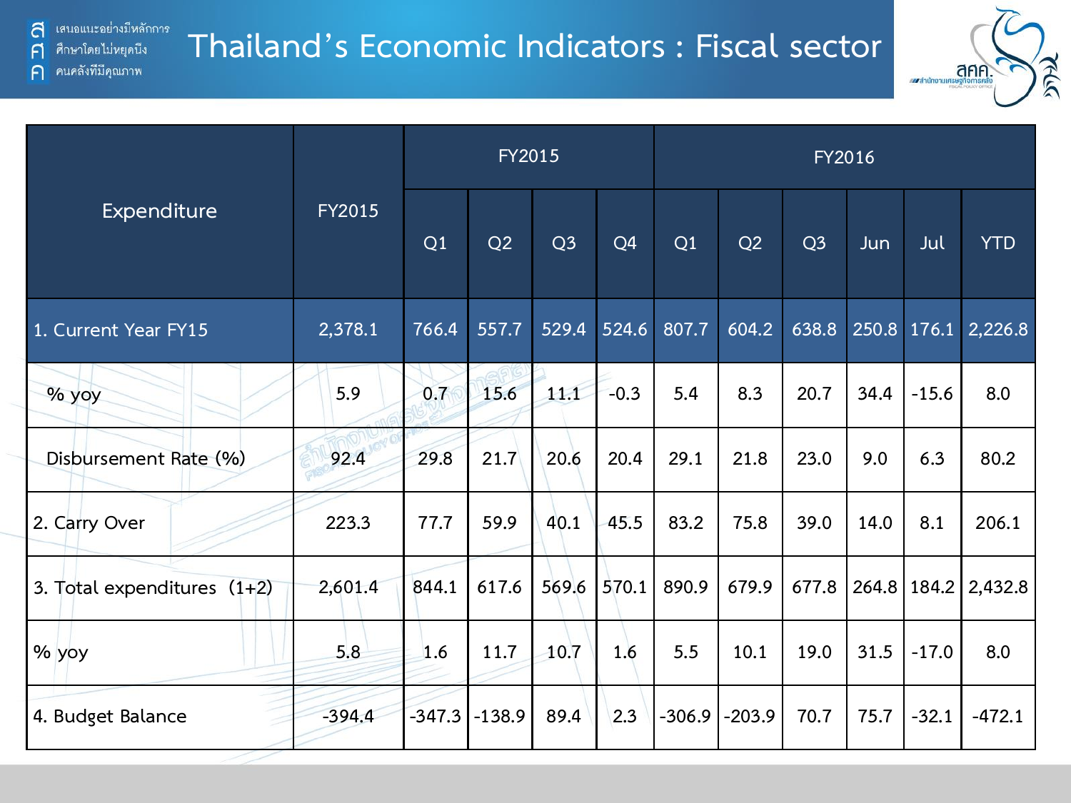# Thailand's Economic Indicators : Fiscal sector

| Expenditure | FY2015 | FY2015 | | | | FY2016 | | | | | |
|---|---|---|---|---|---|---|---|---|---|---|---|
| | | Q1 | Q2 | Q3 | Q4 | Q1 | Q2 | Q3 | Jun | Jul | YTD |
| 1. Current Year FY15 | 2,378.1 | 766.4 | 557.7 | 529.4 | 524.6 | 807.7 | 604.2 | 638.8 | 250.8 | 176.1 | 2,226.8 |
| % yoy | 5.9 | 0.7 | 15.6 | 11.1 | -0.3 | 5.4 | 8.3 | 20.7 | 34.4 | -15.6 | 8.0 |
| Disbursement Rate (%) | 92.4 | 29.8 | 21.7 | 20.6 | 20.4 | 29.1 | 21.8 | 23.0 | 9.0 | 6.3 | 80.2 |
| 2. Carry Over | 223.3 | 77.7 | 59.9 | 40.1 | 45.5 | 83.2 | 75.8 | 39.0 | 14.0 | 8.1 | 206.1 |
| 3. Total expenditures (1+2) | 2,601.4 | 844.1 | 617.6 | 569.6 | 570.1 | 890.9 | 679.9 | 677.8 | 264.8 | 184.2 | 2,432.8 |
| % yoy | 5.8 | 1.6 | 11.7 | 10.7 | 1.6 | 5.5 | 10.1 | 19.0 | 31.5 | -17.0 | 8.0 |
| 4. Budget Balance | -394.4 | -347.3 | -138.9 | 89.4 | 2.3 | -306.9 | -203.9 | 70.7 | 75.7 | -32.1 | -472.1 |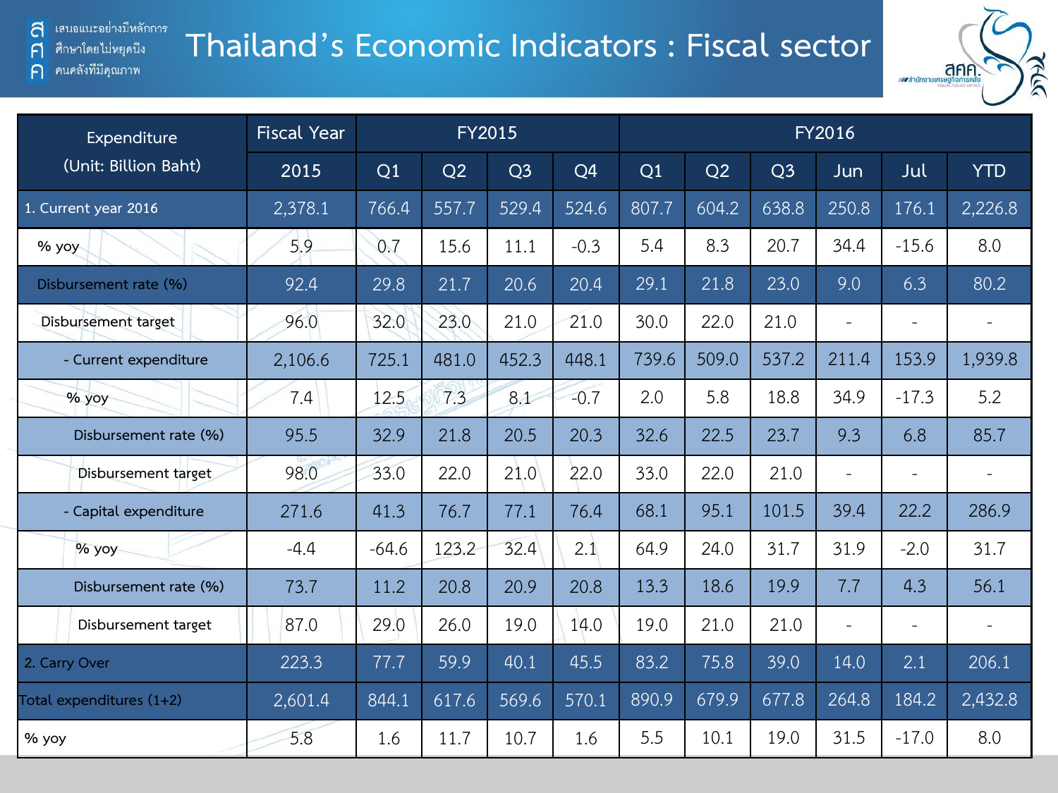# Thailand's Economic Indicators : Fiscal sector

| Expenditure (Unit: Billion Baht) | Fiscal Year | FY2015 | | | | FY2016 | | | | | |
|---|---|---|---|---|---|---|---|---|---|---|---|
| | 2015 | Q1 | Q2 | Q3 | Q4 | Q1 | Q2 | Q3 | Jun | Jul | YTD |
| 1. Current year 2016 | 2,378.1 | 766.4 | 557.7 | 529.4 | 524.6 | 807.7 | 604.2 | 638.8 | 250.8 | 176.1 | 2,226.8 |
| % yoy | 5.9 | 0.7 | 15.6 | 11.1 | -0.3 | 5.4 | 8.3 | 20.7 | 34.4 | -15.6 | 8.0 |
| Disbursement rate (%) | 92.4 | 29.8 | 21.7 | 20.6 | 20.4 | 29.1 | 21.8 | 23.0 | 9.0 | 6.3 | 80.2 |
| Disbursement target | 96.0 | 32.0 | 23.0 | 21.0 | 21.0 | 30.0 | 22.0 | 21.0 | - | - | - |
| - Current expenditure | 2,106.6 | 725.1 | 481.0 | 452.3 | 448.1 | 739.6 | 509.0 | 537.2 | 211.4 | 153.9 | 1,939.8 |
| % yoy | 7.4 | 12.5 | 7.3 | 8.1 | -0.7 | 2.0 | 5.8 | 18.8 | 34.9 | -17.3 | 5.2 |
| Disbursement rate (%) | 95.5 | 32.9 | 21.8 | 20.5 | 20.3 | 32.6 | 22.5 | 23.7 | 9.3 | 6.8 | 85.7 |
| Disbursement target | 98.0 | 33.0 | 22.0 | 21.0 | 22.0 | 33.0 | 22.0 | 21.0 | - | - | - |
| - Capital expenditure | 271.6 | 41.3 | 76.7 | 77.1 | 76.4 | 68.1 | 95.1 | 101.5 | 39.4 | 22.2 | 286.9 |
| % yoy | -4.4 | -64.6 | 123.2 | 32.4 | 2.1 | 64.9 | 24.0 | 31.7 | 31.9 | -2.0 | 31.7 |
| Disbursement rate (%) | 73.7 | 11.2 | 20.8 | 20.9 | 20.8 | 13.3 | 18.6 | 19.9 | 7.7 | 4.3 | 56.1 |
| Disbursement target | 87.0 | 29.0 | 26.0 | 19.0 | 14.0 | 19.0 | 21.0 | 21.0 | - | - | - |
| 2. Carry Over | 223.3 | 77.7 | 59.9 | 40.1 | 45.5 | 83.2 | 75.8 | 39.0 | 14.0 | 2.1 | 206.1 |
| Total expenditures (1+2) | 2,601.4 | 844.1 | 617.6 | 569.6 | 570.1 | 890.9 | 679.9 | 677.8 | 264.8 | 184.2 | 2,432.8 |
| % yoy | 5.8 | 1.6 | 11.7 | 10.7 | 1.6 | 5.5 | 10.1 | 19.0 | 31.5 | -17.0 | 8.0 |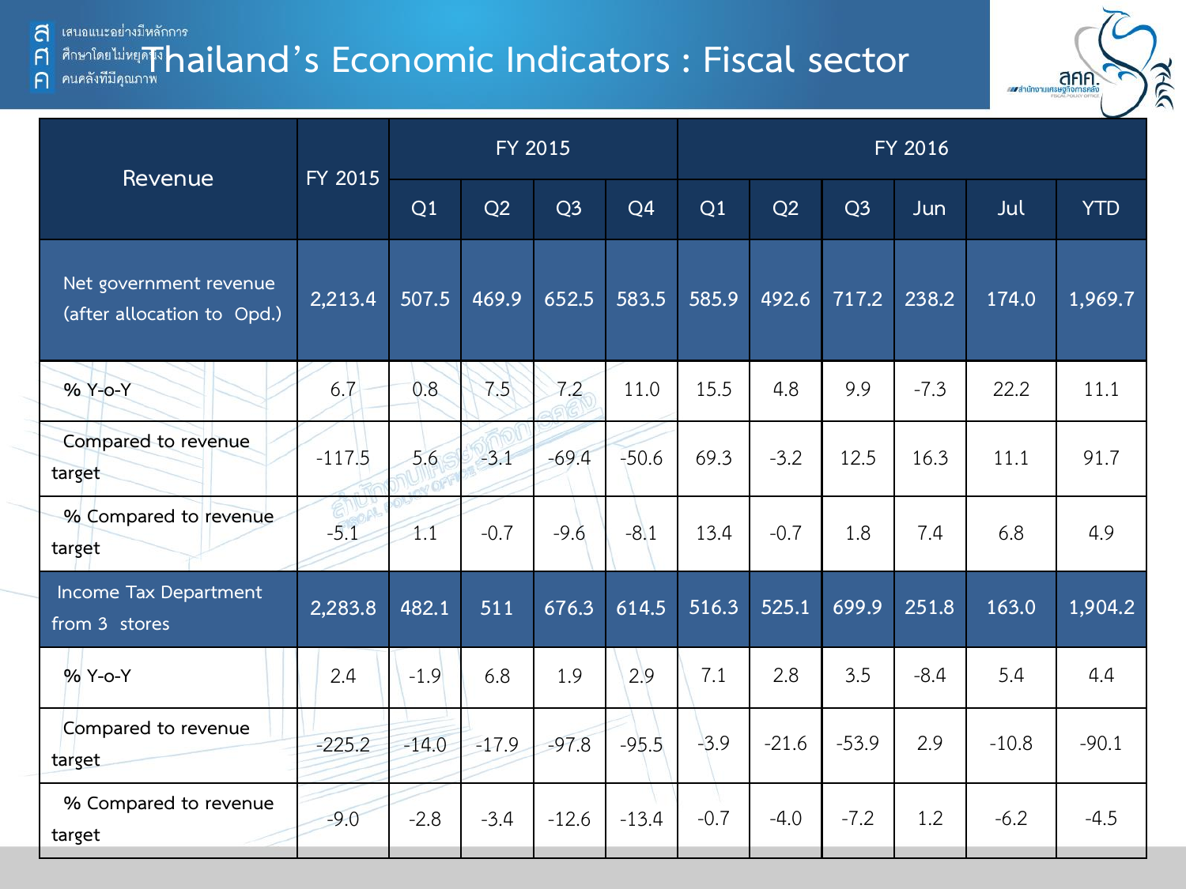# Thailand's Economic Indicators : Fiscal sector

| Revenue | FY 2015 | FY 2015 | | | | FY 2016 | | | | | |
|---|---|---|---|---|---|---|---|---|---|---|---|
| | | Q1 | Q2 | Q3 | Q4 | Q1 | Q2 | Q3 | Jun | Jul | YTD |
| Net government revenue (after allocation to Opd.) | 2,213.4 | 507.5 | 469.9 | 652.5 | 583.5 | 585.9 | 492.6 | 717.2 | 238.2 | 174.0 | 1,969.7 |
| % Y-o-Y | 6.7 | 0.8 | 7.5 | 7.2 | 11.0 | 15.5 | 4.8 | 9.9 | -7.3 | 22.2 | 11.1 |
| Compared to revenue target | -117.5 | 5.6 | -3.1 | -69.4 | -50.6 | 69.3 | -3.2 | 12.5 | 16.3 | 11.1 | 91.7 |
| % Compared to revenue target | -5.1 | 1.1 | -0.7 | -9.6 | -8.1 | 13.4 | -0.7 | 1.8 | 7.4 | 6.8 | 4.9 |
| Income Tax Department from 3 stores | 2,283.8 | 482.1 | 511 | 676.3 | 614.5 | 516.3 | 525.1 | 699.9 | 251.8 | 163.0 | 1,904.2 |
| % Y-o-Y | 2.4 | -1.9 | 6.8 | 1.9 | 2.9 | 7.1 | 2.8 | 3.5 | -8.4 | 5.4 | 4.4 |
| Compared to revenue target | -225.2 | -14.0 | -17.9 | -97.8 | -95.5 | -3.9 | -21.6 | -53.9 | 2.9 | -10.8 | -90.1 |
| % Compared to revenue target | -9.0 | -2.8 | -3.4 | -12.6 | -13.4 | -0.7 | -4.0 | -7.2 | 1.2 | -6.2 | -4.5 |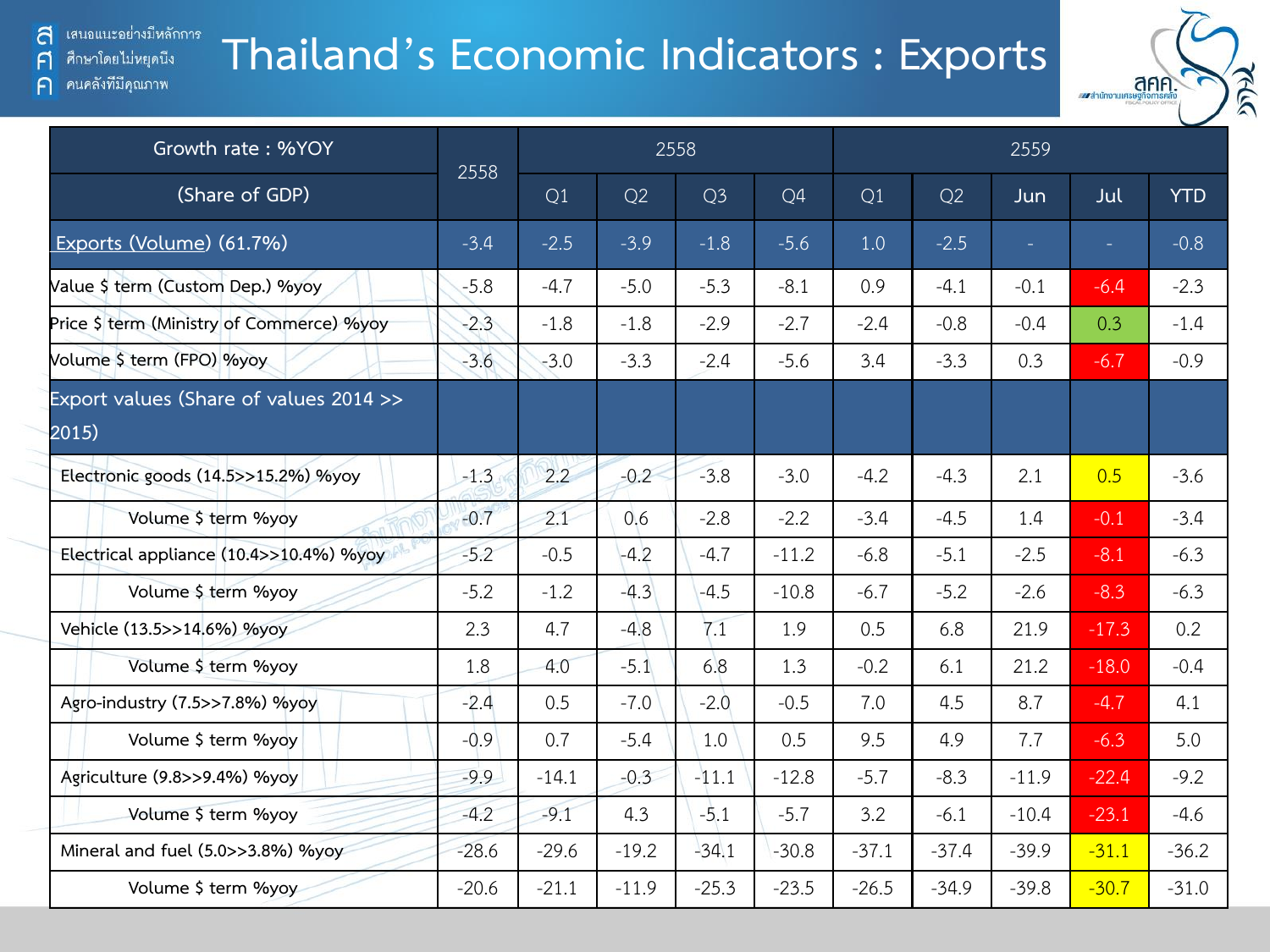# Thailand's Economic Indicators : Exports

เสนอแนะอย่างมีหลักการ
ศึกษาโดยไม่หยุดนิ่ง
คนคลังที่มีคุณภาพ

| Growth rate : %YOY | 2558 | 2558 | | | | 2559 | | | | |
|---|---|---|---|---|---|---|---|---|---|---|
| (Share of GDP) | | Q1 | Q2 | Q3 | Q4 | Q1 | Q2 | Jun | Jul | YTD |
| Exports (Volume) (61.7%) | -3.4 | -2.5 | -3.9 | -1.8 | -5.6 | 1.0 | -2.5 | - | - | -0.8 |
| Value $ term (Custom Dep.) %yoy | -5.8 | -4.7 | -5.0 | -5.3 | -8.1 | 0.9 | -4.1 | -0.1 | -6.4 | -2.3 |
| Price $ term (Ministry of Commerce) %yoy | -2.3 | -1.8 | -1.8 | -2.9 | -2.7 | -2.4 | -0.8 | -0.4 | 0.3 | -1.4 |
| Volume $ term (FPO) %yoy | -3.6 | -3.0 | -3.3 | -2.4 | -5.6 | 3.4 | -3.3 | 0.3 | -6.7 | -0.9 |
| Export values (Share of values 2014 >> 2015) | | | | | | | | | | |
| Electronic goods (14.5>>15.2%) %yoy | -1.3 | 2.2 | -0.2 | -3.8 | -3.0 | -4.2 | -4.3 | 2.1 | 0.5 | -3.6 |
| Volume $ term %yoy | -0.7 | 2.1 | 0.6 | -2.8 | -2.2 | -3.4 | -4.5 | 1.4 | -0.1 | -3.4 |
| Electrical appliance (10.4>>10.4%) %yoy | -5.2 | -0.5 | -4.2 | -4.7 | -11.2 | -6.8 | -5.1 | -2.5 | -8.1 | -6.3 |
| Volume $ term %yoy | -5.2 | -1.2 | -4.3 | -4.5 | -10.8 | -6.7 | -5.2 | -2.6 | -8.3 | -6.3 |
| Vehicle (13.5>>14.6%) %yoy | 2.3 | 4.7 | -4.8 | 7.1 | 1.9 | 0.5 | 6.8 | 21.9 | -17.3 | 0.2 |
| Volume $ term %yoy | 1.8 | 4.0 | -5.1 | 6.8 | 1.3 | -0.2 | 6.1 | 21.2 | -18.0 | -0.4 |
| Agro-industry (7.5>>7.8%) %yoy | -2.4 | 0.5 | -7.0 | -2.0 | -0.5 | 7.0 | 4.5 | 8.7 | -4.7 | 4.1 |
| Volume $ term %yoy | -0.9 | 0.7 | -5.4 | 1.0 | 0.5 | 9.5 | 4.9 | 7.7 | -6.3 | 5.0 |
| Agriculture (9.8>>9.4%) %yoy | -9.9 | -14.1 | -0.3 | -11.1 | -12.8 | -5.7 | -8.3 | -11.9 | -22.4 | -9.2 |
| Volume $ term %yoy | -4.2 | -9.1 | 4.3 | -5.1 | -5.7 | 3.2 | -6.1 | -10.4 | -23.1 | -4.6 |
| Mineral and fuel (5.0>>3.8%) %yoy | -28.6 | -29.6 | -19.2 | -34.1 | -30.8 | -37.1 | -37.4 | -39.9 | -31.1 | -36.2 |
| Volume $ term %yoy | -20.6 | -21.1 | -11.9 | -25.3 | -23.5 | -26.5 | -34.9 | -39.8 | -30.7 | -31.0 |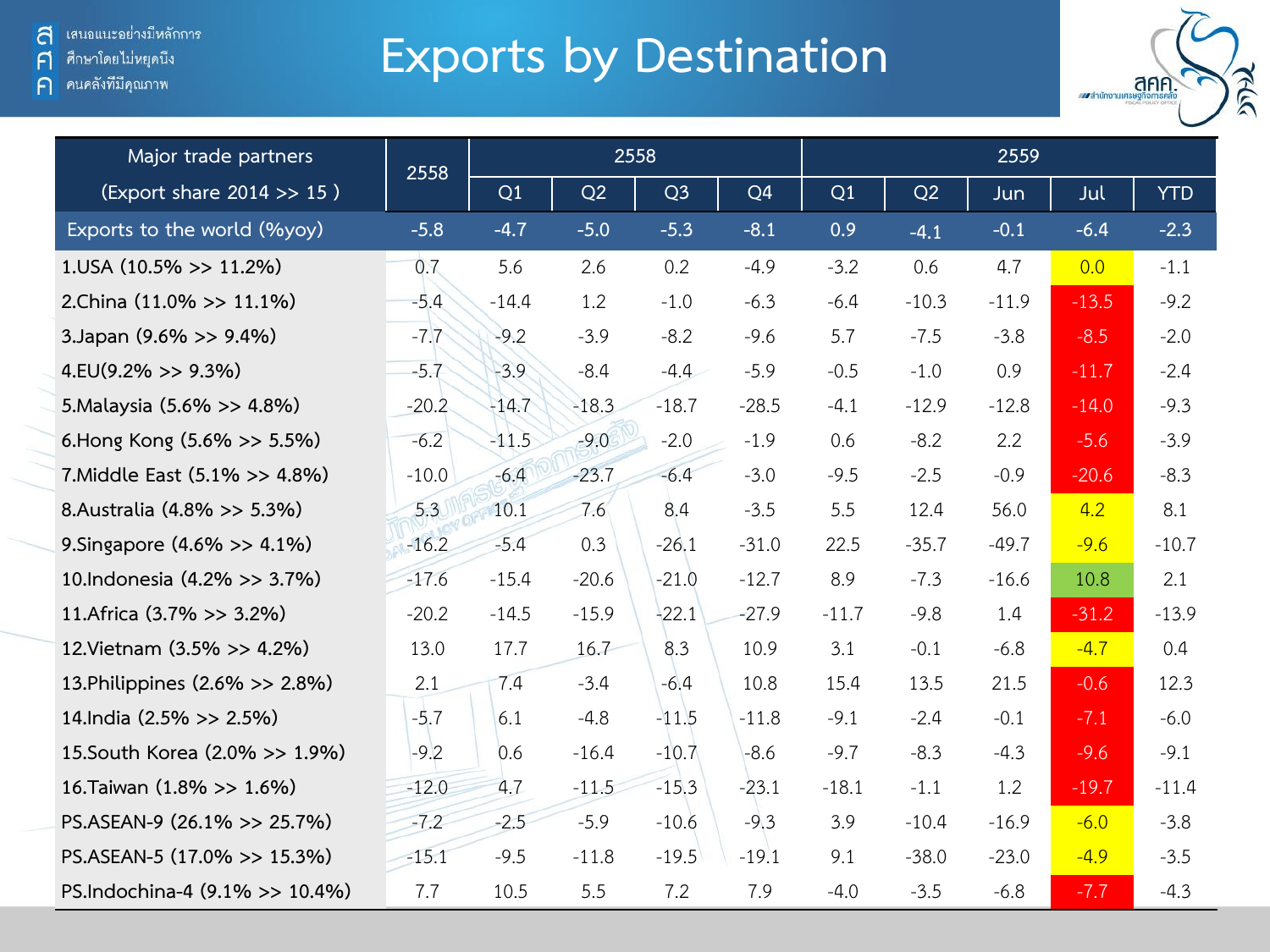# Exports by Destination

| Major trade partners (Export share 2014 >> 15 ) | 2558 | 2558 | | | | 2559 | | | | |
|---|---|---|---|---|---|---|---|---|---|---|
| | | Q1 | Q2 | Q3 | Q4 | Q1 | Q2 | Jun | Jul | YTD |
| Exports to the world (%yoy) | -5.8 | -4.7 | -5.0 | -5.3 | -8.1 | 0.9 | -4.1 | -0.1 | -6.4 | -2.3 |
| 1.USA (10.5% >> 11.2%) | 0.7 | 5.6 | 2.6 | 0.2 | -4.9 | -3.2 | 0.6 | 4.7 | 0.0 | -1.1 |
| 2.China (11.0% >> 11.1%) | -5.4 | -14.4 | 1.2 | -1.0 | -6.3 | -6.4 | -10.3 | -11.9 | -13.5 | -9.2 |
| 3.Japan (9.6% >> 9.4%) | -7.7 | -9.2 | -3.9 | -8.2 | -9.6 | 5.7 | -7.5 | -3.8 | -8.5 | -2.0 |
| 4.EU(9.2% >> 9.3%) | -5.7 | -3.9 | -8.4 | -4.4 | -5.9 | -0.5 | -1.0 | 0.9 | -11.7 | -2.4 |
| 5.Malaysia (5.6% >> 4.8%) | -20.2 | -14.7 | -18.3 | -18.7 | -28.5 | -4.1 | -12.9 | -12.8 | -14.0 | -9.3 |
| 6.Hong Kong (5.6% >> 5.5%) | -6.2 | -11.5 | -9.0 | -2.0 | -1.9 | 0.6 | -8.2 | 2.2 | -5.6 | -3.9 |
| 7.Middle East (5.1% >> 4.8%) | -10.0 | -6.4 | -23.7 | -6.4 | -3.0 | -9.5 | -2.5 | -0.9 | -20.6 | -8.3 |
| 8.Australia (4.8% >> 5.3%) | 5.3 | 10.1 | 7.6 | 8.4 | -3.5 | 5.5 | 12.4 | 56.0 | 4.2 | 8.1 |
| 9.Singapore (4.6% >> 4.1%) | -16.2 | -5.4 | 0.3 | -26.1 | -31.0 | 22.5 | -35.7 | -49.7 | -9.6 | -10.7 |
| 10.Indonesia (4.2% >> 3.7%) | -17.6 | -15.4 | -20.6 | -21.0 | -12.7 | 8.9 | -7.3 | -16.6 | 10.8 | 2.1 |
| 11.Africa (3.7% >> 3.2%) | -20.2 | -14.5 | -15.9 | -22.1 | -27.9 | -11.7 | -9.8 | 1.4 | -31.2 | -13.9 |
| 12.Vietnam (3.5% >> 4.2%) | 13.0 | 17.7 | 16.7 | 8.3 | 10.9 | 3.1 | -0.1 | -6.8 | -4.7 | 0.4 |
| 13.Philippines (2.6% >> 2.8%) | 2.1 | 7.4 | -3.4 | -6.4 | 10.8 | 15.4 | 13.5 | 21.5 | -0.6 | 12.3 |
| 14.India (2.5% >> 2.5%) | -5.7 | 6.1 | -4.8 | -11.5 | -11.8 | -9.1 | -2.4 | -0.1 | -7.1 | -6.0 |
| 15.South Korea (2.0% >> 1.9%) | -9.2 | 0.6 | -16.4 | -10.7 | -8.6 | -9.7 | -8.3 | -4.3 | -9.6 | -9.1 |
| 16.Taiwan (1.8% >> 1.6%) | -12.0 | 4.7 | -11.5 | -15.3 | -23.1 | -18.1 | -1.1 | 1.2 | -19.7 | -11.4 |
| PS.ASEAN-9 (26.1% >> 25.7%) | -7.2 | -2.5 | -5.9 | -10.6 | -9.3 | 3.9 | -10.4 | -16.9 | -6.0 | -3.8 |
| PS.ASEAN-5 (17.0% >> 15.3%) | -15.1 | -9.5 | -11.8 | -19.5 | -19.1 | 9.1 | -38.0 | -23.0 | -4.9 | -3.5 |
| PS.Indochina-4 (9.1% >> 10.4%) | 7.7 | 10.5 | 5.5 | 7.2 | 7.9 | -4.0 | -3.5 | -6.8 | -7.7 | -4.3 |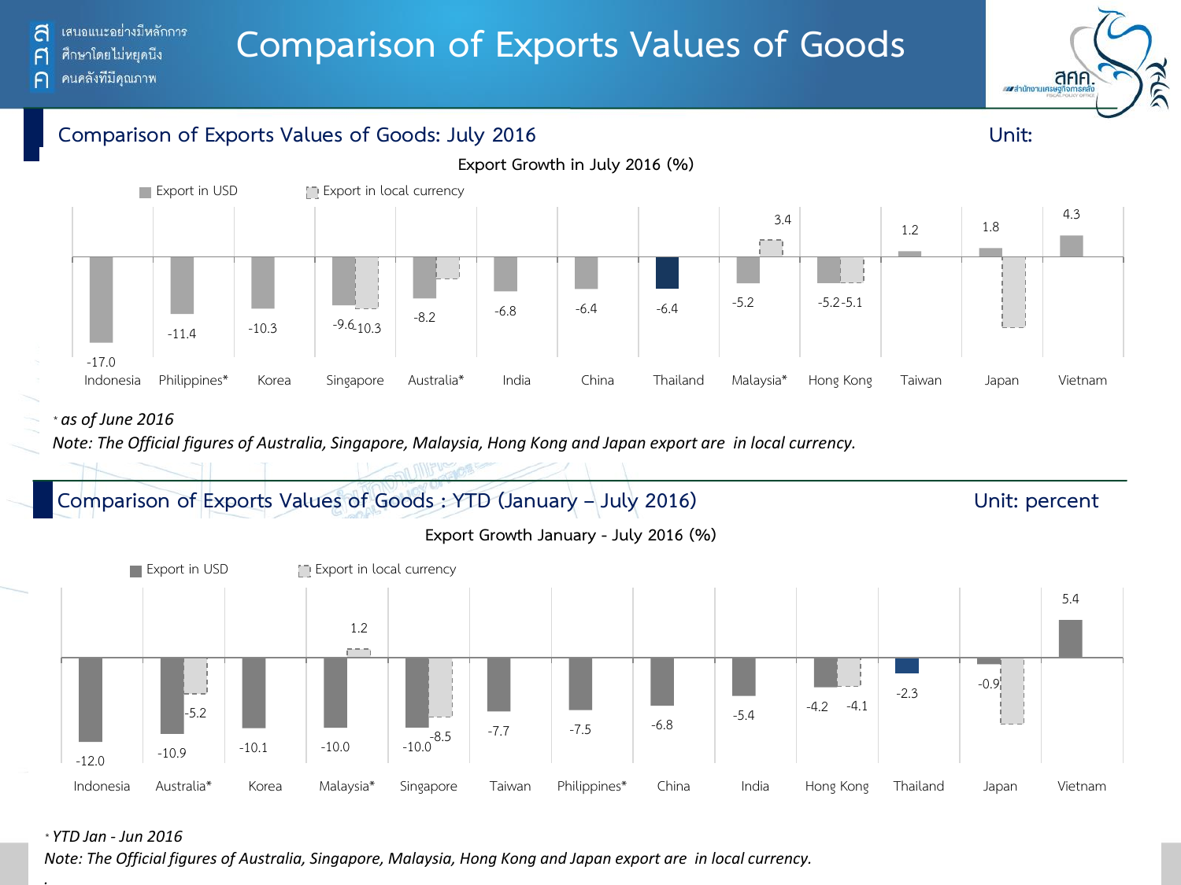# Comparison of Exports Values of Goods

## Comparison of Exports Values of Goods: July 2016

Unit:

Export Growth in July 2016 (%)

Export in USD
Export in local currency

-17.0
-11.4
-10.3
-9.6 -10.3
-8.2
-6.8
-6.4
-6.4
-5.2
3.4
-5.2 -5.1
1.2
1.8
4.3

Indonesia, Philippines*, Korea, Singapore, Australia*, India, China, Thailand, Malaysia*, Hong Kong, Taiwan, Japan, Vietnam

*\* as of June 2016*

*Note: The Official figures of Australia, Singapore, Malaysia, Hong Kong and Japan export are in local currency.*

## Comparison of Exports Values of Goods : YTD (January – July 2016)

Unit: percent

Export Growth January - July 2016 (%)

Export in USD
Export in local currency

-12.0
-10.9 -5.2
-10.1
-10.0 1.2
-10.0 -8.5
-7.7
-7.5
-6.8
-5.4
-4.2 -4.1
-2.3
-0.9
5.4

Indonesia, Australia*, Korea, Malaysia*, Singapore, Taiwan, Philippines*, China, India, Hong Kong, Thailand, Japan, Vietnam

*\* YTD Jan - Jun 2016*

*Note: The Official figures of Australia, Singapore, Malaysia, Hong Kong and Japan export are in local currency.*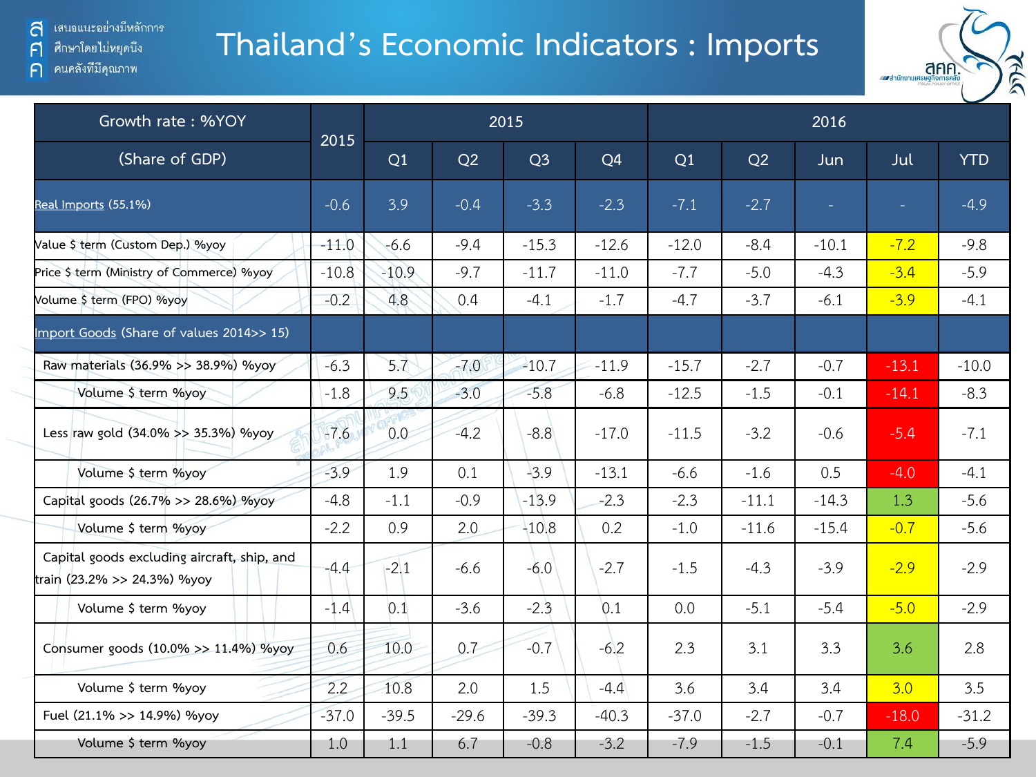# Thailand's Economic Indicators : Imports

| Growth rate : %YOY (Share of GDP) | 2015 | 2015 | | | | 2016 | | | | |
|---|---|---|---|---|---|---|---|---|---|---|
| | | Q1 | Q2 | Q3 | Q4 | Q1 | Q2 | Jun | Jul | YTD |
| Real Imports (55.1%) | -0.6 | 3.9 | -0.4 | -3.3 | -2.3 | -7.1 | -2.7 | - | - | -4.9 |
| Value $ term (Custom Dep.) %yoy | -11.0 | -6.6 | -9.4 | -15.3 | -12.6 | -12.0 | -8.4 | -10.1 | -7.2 | -9.8 |
| Price $ term (Ministry of Commerce) %yoy | -10.8 | -10.9 | -9.7 | -11.7 | -11.0 | -7.7 | -5.0 | -4.3 | -3.4 | -5.9 |
| Volume $ term (FPO) %yoy | -0.2 | 4.8 | 0.4 | -4.1 | -1.7 | -4.7 | -3.7 | -6.1 | -3.9 | -4.1 |
| Import Goods (Share of values 2014>> 15) | | | | | | | | | | |
| Raw materials (36.9% >> 38.9%) %yoy | -6.3 | 5.7 | -7.0 | -10.7 | -11.9 | -15.7 | -2.7 | -0.7 | -13.1 | -10.0 |
| Volume $ term %yoy | -1.8 | 9.5 | -3.0 | -5.8 | -6.8 | -12.5 | -1.5 | -0.1 | -14.1 | -8.3 |
| Less raw gold (34.0% >> 35.3%) %yoy | -7.6 | 0.0 | -4.2 | -8.8 | -17.0 | -11.5 | -3.2 | -0.6 | -5.4 | -7.1 |
| Volume $ term %yoy | -3.9 | 1.9 | 0.1 | -3.9 | -13.1 | -6.6 | -1.6 | 0.5 | -4.0 | -4.1 |
| Capital goods (26.7% >> 28.6%) %yoy | -4.8 | -1.1 | -0.9 | -13.9 | -2.3 | -2.3 | -11.1 | -14.3 | 1.3 | -5.6 |
| Volume $ term %yoy | -2.2 | 0.9 | 2.0 | -10.8 | 0.2 | -1.0 | -11.6 | -15.4 | -0.7 | -5.6 |
| Capital goods excluding aircraft, ship, and train (23.2% >> 24.3%) %yoy | -4.4 | -2.1 | -6.6 | -6.0 | -2.7 | -1.5 | -4.3 | -3.9 | -2.9 | -2.9 |
| Volume $ term %yoy | -1.4 | 0.1 | -3.6 | -2.3 | 0.1 | 0.0 | -5.1 | -5.4 | -5.0 | -2.9 |
| Consumer goods (10.0% >> 11.4%) %yoy | 0.6 | 10.0 | 0.7 | -0.7 | -6.2 | 2.3 | 3.1 | 3.3 | 3.6 | 2.8 |
| Volume $ term %yoy | 2.2 | 10.8 | 2.0 | 1.5 | -4.4 | 3.6 | 3.4 | 3.4 | 3.0 | 3.5 |
| Fuel (21.1% >> 14.9%) %yoy | -37.0 | -39.5 | -29.6 | -39.3 | -40.3 | -37.0 | -2.7 | -0.7 | -18.0 | -31.2 |
| Volume $ term %yoy | 1.0 | 1.1 | 6.7 | -0.8 | -3.2 | -7.9 | -1.5 | -0.1 | 7.4 | -5.9 |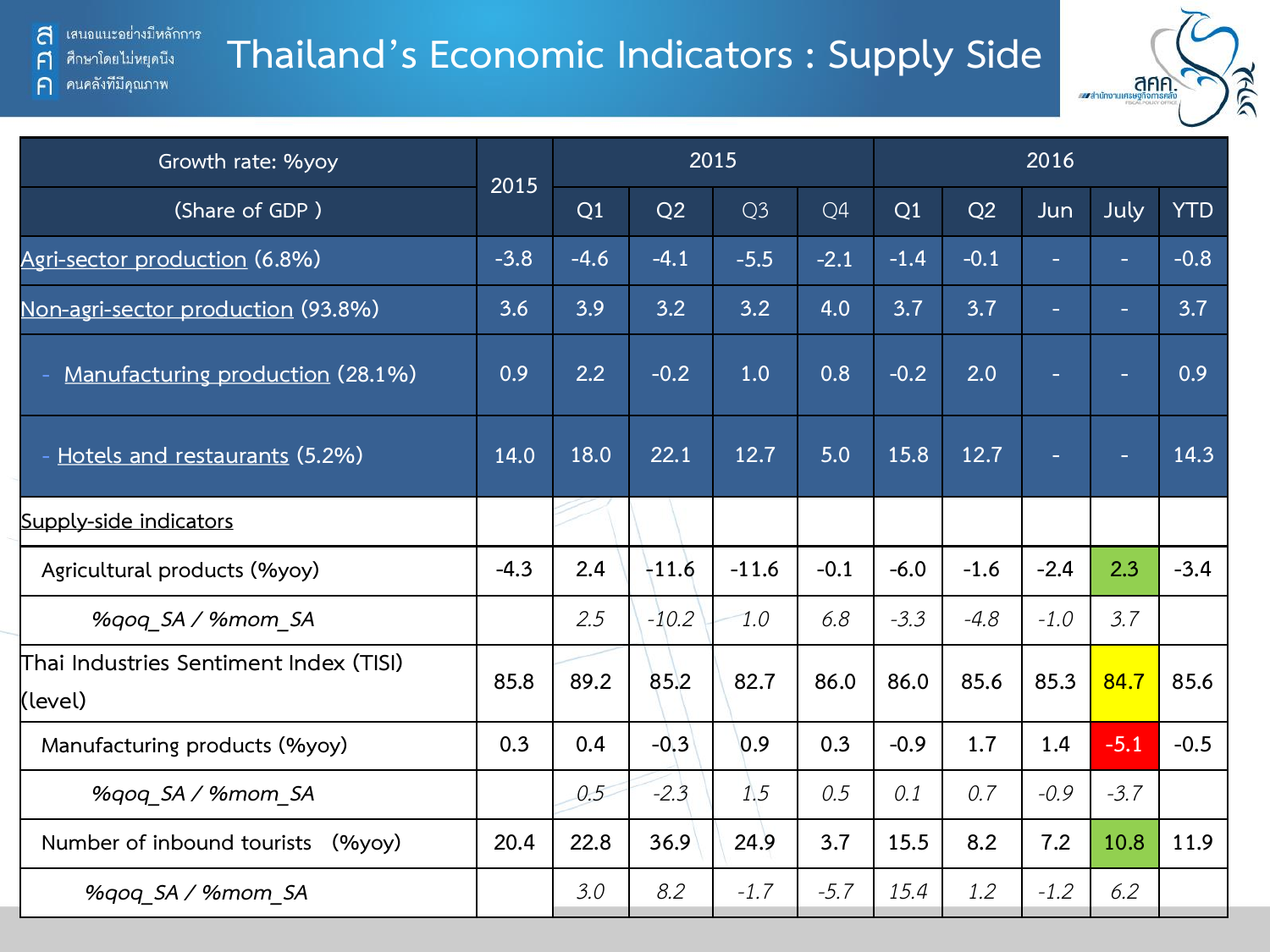# Thailand's Economic Indicators : Supply Side

| Growth rate: %yoy | 2015 | 2015 | | | | 2016 | | | | |
|---|---|---|---|---|---|---|---|---|---|---|
| (Share of GDP ) | | Q1 | Q2 | Q3 | Q4 | Q1 | Q2 | Jun | July | YTD |
| Agri-sector production (6.8%) | -3.8 | -4.6 | -4.1 | -5.5 | -2.1 | -1.4 | -0.1 | - | - | -0.8 |
| Non-agri-sector production (93.8%) | 3.6 | 3.9 | 3.2 | 3.2 | 4.0 | 3.7 | 3.7 | - | - | 3.7 |
| - Manufacturing production (28.1%) | 0.9 | 2.2 | -0.2 | 1.0 | 0.8 | -0.2 | 2.0 | - | - | 0.9 |
| - Hotels and restaurants (5.2%) | 14.0 | 18.0 | 22.1 | 12.7 | 5.0 | 15.8 | 12.7 | - | - | 14.3 |
| Supply-side indicators | | | | | | | | | | |
| Agricultural products (%yoy) | -4.3 | 2.4 | -11.6 | -11.6 | -0.1 | -6.0 | -1.6 | -2.4 | 2.3 | -3.4 |
| *%qoq_SA / %mom_SA* | | *2.5* | *-10.2* | *1.0* | *6.8* | *-3.3* | *-4.8* | *-1.0* | *3.7* | |
| Thai Industries Sentiment Index (TISI) (level) | 85.8 | 89.2 | 85.2 | 82.7 | 86.0 | 86.0 | 85.6 | 85.3 | 84.7 | 85.6 |
| Manufacturing products (%yoy) | 0.3 | 0.4 | -0.3 | 0.9 | 0.3 | -0.9 | 1.7 | 1.4 | -5.1 | -0.5 |
| *%qoq_SA / %mom_SA* | | *0.5* | *-2.3* | *1.5* | *0.5* | *0.1* | *0.7* | *-0.9* | *-3.7* | |
| Number of inbound tourists (%yoy) | 20.4 | 22.8 | 36.9 | 24.9 | 3.7 | 15.5 | 8.2 | 7.2 | 10.8 | 11.9 |
| *%qoq_SA / %mom_SA* | | *3.0* | *8.2* | *-1.7* | *-5.7* | *15.4* | *1.2* | *-1.2* | *6.2* | |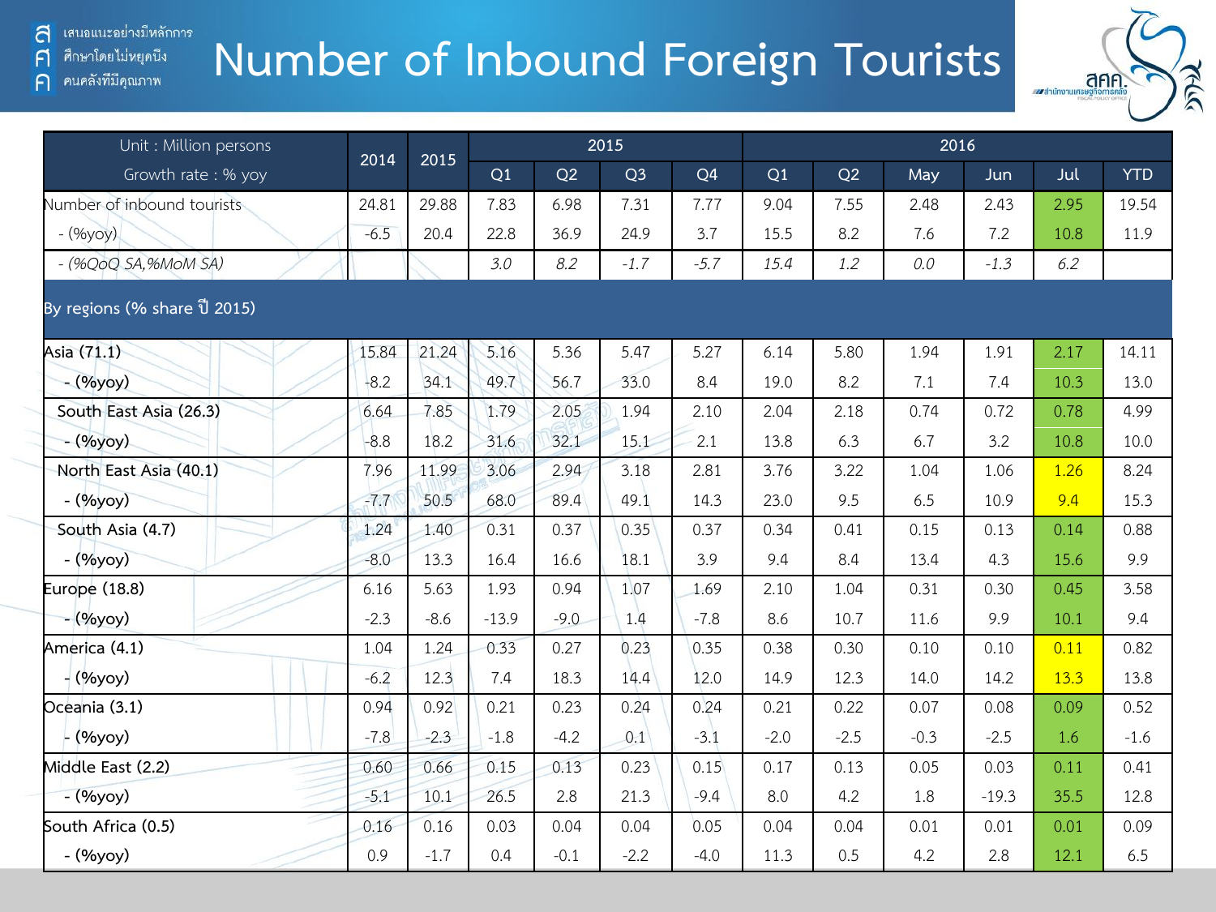# Number of Inbound Foreign Tourists

| Unit : Million persons<br>Growth rate : % yoy | 2014 | 2015 | 2015 | | | | 2016 | | | | | |
|---|---|---|---|---|---|---|---|---|---|---|---|---|
| | | | Q1 | Q2 | Q3 | Q4 | Q1 | Q2 | May | Jun | Jul | YTD |
| Number of inbound tourists | 24.81 | 29.88 | 7.83 | 6.98 | 7.31 | 7.77 | 9.04 | 7.55 | 2.48 | 2.43 | 2.95 | 19.54 |
| - (%yoy) | -6.5 | 20.4 | 22.8 | 36.9 | 24.9 | 3.7 | 15.5 | 8.2 | 7.6 | 7.2 | 10.8 | 11.9 |
| - (%QoQ SA,%MoM SA) | | | 3.0 | 8.2 | -1.7 | -5.7 | 15.4 | 1.2 | 0.0 | -1.3 | 6.2 | |
| By regions (% share ปี 2015) | | | | | | | | | | | | |
| Asia (71.1) | 15.84 | 21.24 | 5.16 | 5.36 | 5.47 | 5.27 | 6.14 | 5.80 | 1.94 | 1.91 | 2.17 | 14.11 |
| - (%yoy) | -8.2 | 34.1 | 49.7 | 56.7 | 33.0 | 8.4 | 19.0 | 8.2 | 7.1 | 7.4 | 10.3 | 13.0 |
| South East Asia (26.3) | 6.64 | 7.85 | 1.79 | 2.05 | 1.94 | 2.10 | 2.04 | 2.18 | 0.74 | 0.72 | 0.78 | 4.99 |
| - (%yoy) | -8.8 | 18.2 | 31.6 | 32.1 | 15.1 | 2.1 | 13.8 | 6.3 | 6.7 | 3.2 | 10.8 | 10.0 |
| North East Asia (40.1) | 7.96 | 11.99 | 3.06 | 2.94 | 3.18 | 2.81 | 3.76 | 3.22 | 1.04 | 1.06 | 1.26 | 8.24 |
| - (%yoy) | -7.7 | 50.5 | 68.0 | 89.4 | 49.1 | 14.3 | 23.0 | 9.5 | 6.5 | 10.9 | 9.4 | 15.3 |
| South Asia (4.7) | 1.24 | 1.40 | 0.31 | 0.37 | 0.35 | 0.37 | 0.34 | 0.41 | 0.15 | 0.13 | 0.14 | 0.88 |
| - (%yoy) | -8.0 | 13.3 | 16.4 | 16.6 | 18.1 | 3.9 | 9.4 | 8.4 | 13.4 | 4.3 | 15.6 | 9.9 |
| Europe (18.8) | 6.16 | 5.63 | 1.93 | 0.94 | 1.07 | 1.69 | 2.10 | 1.04 | 0.31 | 0.30 | 0.45 | 3.58 |
| - (%yoy) | -2.3 | -8.6 | -13.9 | -9.0 | 1.4 | -7.8 | 8.6 | 10.7 | 11.6 | 9.9 | 10.1 | 9.4 |
| America (4.1) | 1.04 | 1.24 | 0.33 | 0.27 | 0.23 | 0.35 | 0.38 | 0.30 | 0.10 | 0.10 | 0.11 | 0.82 |
| - (%yoy) | -6.2 | 12.3 | 7.4 | 18.3 | 14.4 | 12.0 | 14.9 | 12.3 | 14.0 | 14.2 | 13.3 | 13.8 |
| Oceania (3.1) | 0.94 | 0.92 | 0.21 | 0.23 | 0.24 | 0.24 | 0.21 | 0.22 | 0.07 | 0.08 | 0.09 | 0.52 |
| - (%yoy) | -7.8 | -2.3 | -1.8 | -4.2 | 0.1 | -3.1 | -2.0 | -2.5 | -0.3 | -2.5 | 1.6 | -1.6 |
| Middle East (2.2) | 0.60 | 0.66 | 0.15 | 0.13 | 0.23 | 0.15 | 0.17 | 0.13 | 0.05 | 0.03 | 0.11 | 0.41 |
| - (%yoy) | -5.1 | 10.1 | 26.5 | 2.8 | 21.3 | -9.4 | 8.0 | 4.2 | 1.8 | -19.3 | 35.5 | 12.8 |
| South Africa (0.5) | 0.16 | 0.16 | 0.03 | 0.04 | 0.04 | 0.05 | 0.04 | 0.04 | 0.01 | 0.01 | 0.01 | 0.09 |
| - (%yoy) | 0.9 | -1.7 | 0.4 | -0.1 | -2.2 | -4.0 | 11.3 | 0.5 | 4.2 | 2.8 | 12.1 | 6.5 |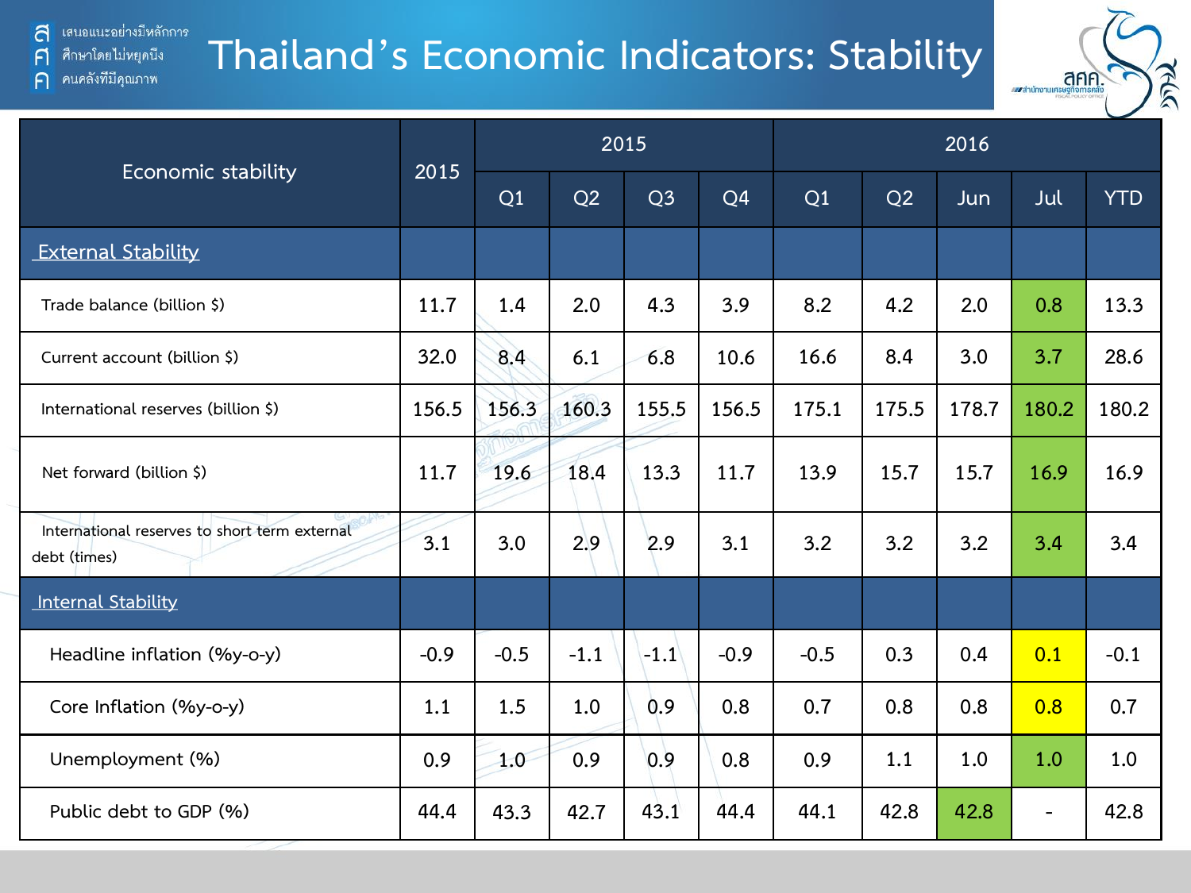# Thailand's Economic Indicators: Stability

| Economic stability | 2015 | 2015 | | | | 2016 | | | | |
|---|---|---|---|---|---|---|---|---|---|---|
| | | Q1 | Q2 | Q3 | Q4 | Q1 | Q2 | Jun | Jul | YTD |
| External Stability | | | | | | | | | | |
| Trade balance (billion $) | 11.7 | 1.4 | 2.0 | 4.3 | 3.9 | 8.2 | 4.2 | 2.0 | 0.8 | 13.3 |
| Current account (billion $) | 32.0 | 8.4 | 6.1 | 6.8 | 10.6 | 16.6 | 8.4 | 3.0 | 3.7 | 28.6 |
| International reserves (billion $) | 156.5 | 156.3 | 160.3 | 155.5 | 156.5 | 175.1 | 175.5 | 178.7 | 180.2 | 180.2 |
| Net forward (billion $) | 11.7 | 19.6 | 18.4 | 13.3 | 11.7 | 13.9 | 15.7 | 15.7 | 16.9 | 16.9 |
| International reserves to short term external debt (times) | 3.1 | 3.0 | 2.9 | 2.9 | 3.1 | 3.2 | 3.2 | 3.2 | 3.4 | 3.4 |
| Internal Stability | | | | | | | | | | |
| Headline inflation (%y-o-y) | -0.9 | -0.5 | -1.1 | -1.1 | -0.9 | -0.5 | 0.3 | 0.4 | 0.1 | -0.1 |
| Core Inflation (%y-o-y) | 1.1 | 1.5 | 1.0 | 0.9 | 0.8 | 0.7 | 0.8 | 0.8 | 0.8 | 0.7 |
| Unemployment (%) | 0.9 | 1.0 | 0.9 | 0.9 | 0.8 | 0.9 | 1.1 | 1.0 | 1.0 | 1.0 |
| Public debt to GDP (%) | 44.4 | 43.3 | 42.7 | 43.1 | 44.4 | 44.1 | 42.8 | 42.8 | - | 42.8 |